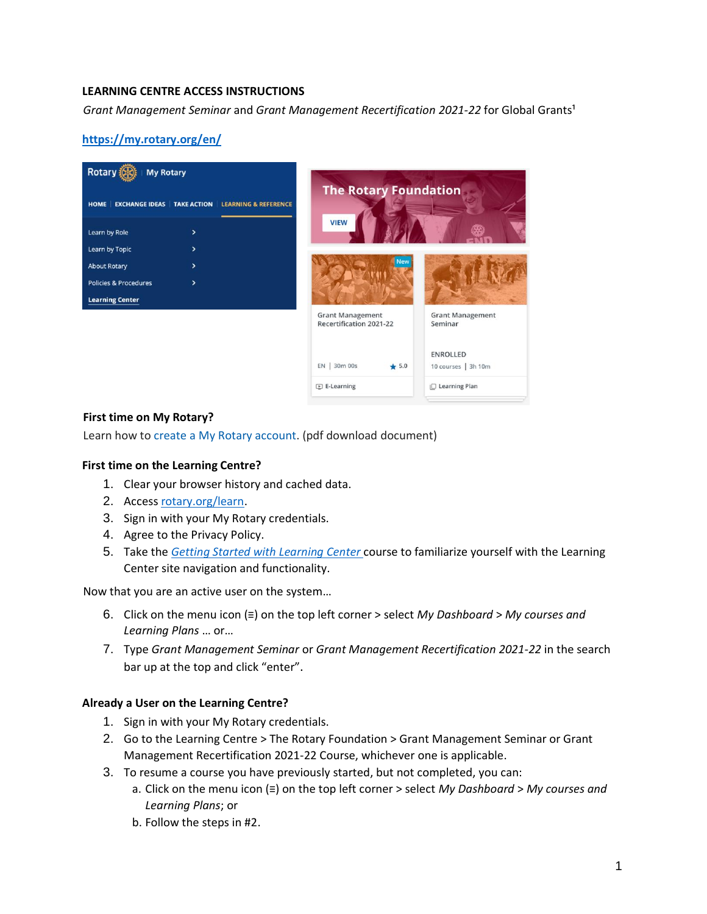**LEARNING CENTRE ACCESS INSTRUCTIONS**

*Grant Management Seminar* and *Grant Management Recertification 2021-22* for Global Grants[1]

https://my.rotary.org/en/

**First time on My Rotary?**

Learn how to create a My Rotary account. (pdf download document)

**First time on the Learning Centre?**

1. Clear your browser history and cached data.
2. Access rotary.org/learn.
3. Sign in with your My Rotary credentials.
4. Agree to the Privacy Policy.
5. Take the *Getting Started with Learning Center* course to familiarize yourself with the Learning Center site navigation and functionality.

Now that you are an active user on the system…

6. Click on the menu icon (≡) on the top left corner > select *My Dashboard* > *My courses and Learning Plans* … or…
7. Type *Grant Management Seminar* or *Grant Management Recertification 2021-22* in the search bar up at the top and click "enter".

**Already a User on the Learning Centre?**

1. Sign in with your My Rotary credentials.
2. Go to the Learning Centre > The Rotary Foundation > Grant Management Seminar or Grant Management Recertification 2021-22 Course, whichever one is applicable.
3. To resume a course you have previously started, but not completed, you can:
   a. Click on the menu icon (≡) on the top left corner > select *My Dashboard* > *My courses and Learning Plans*; or
   b. Follow the steps in #2.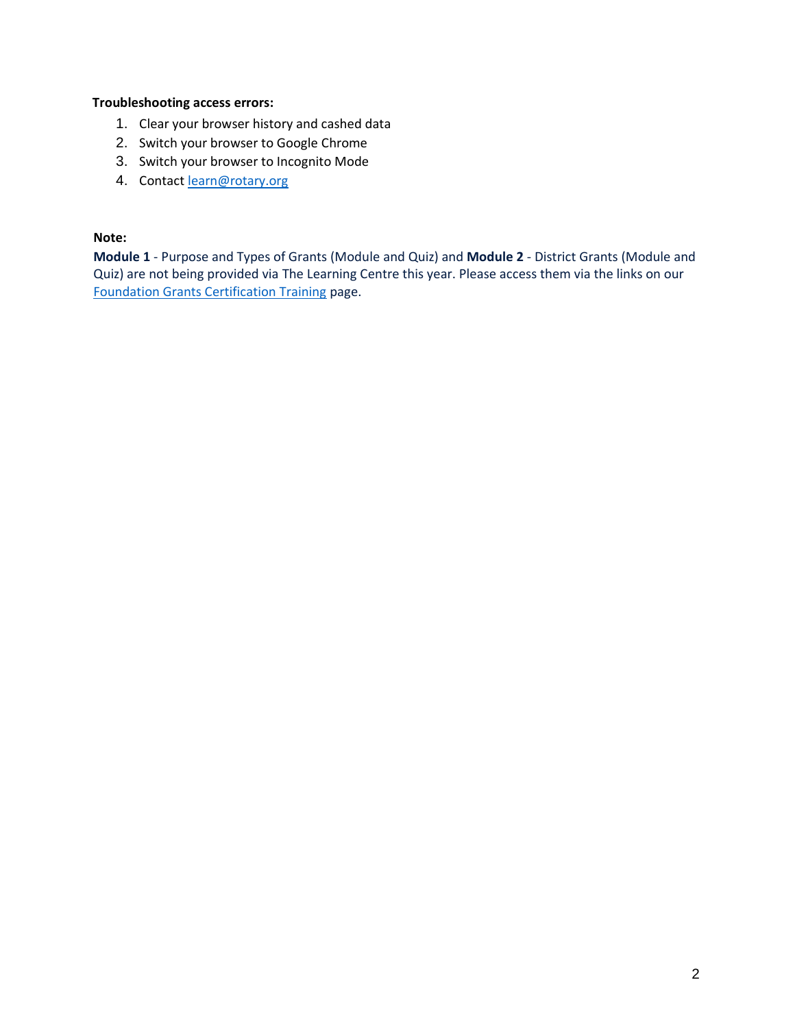**Troubleshooting access errors:**

1. Clear your browser history and cashed data
2. Switch your browser to Google Chrome
3. Switch your browser to Incognito Mode
4. Contact [learn@rotary.org](mailto:learn@rotary.org)

**Note:**

**Module 1** - Purpose and Types of Grants (Module and Quiz) and **Module 2** - District Grants (Module and Quiz) are not being provided via The Learning Centre this year. Please access them via the links on our Foundation Grants Certification Training page.